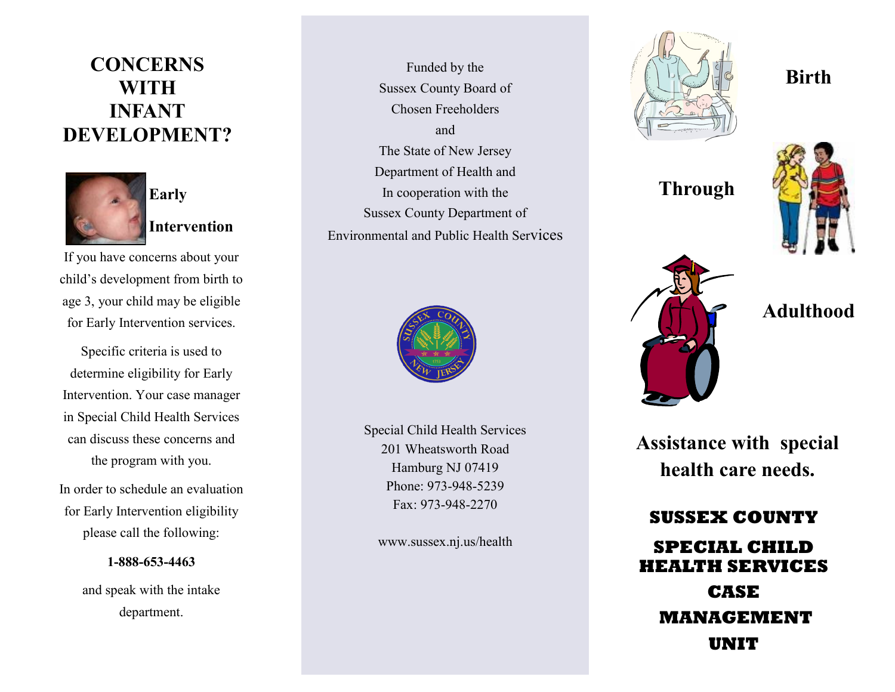# CONCERNS WITH INFANT DEVELOPMENT?

## Early Intervention

If you have concerns about your child's development from birth to age 3, your child may be eligible for Early Intervention services.

Specific criteria is used to determine eligibility for Early Intervention. Your case manager in Special Child Health Services can discuss these concerns and the program with you.

In order to schedule an evaluation for Early Intervention eligibility please call the following:

**1-888-653-4463**

and speak with the intake department.

Funded by the
Sussex County Board of
Chosen Freeholders
and
The State of New Jersey
Department of Health and
In cooperation with the
Sussex County Department of
Environmental and Public Health Services

Special Child Health Services
201 Wheatsworth Road
Hamburg NJ 07419
Phone: 973-948-5239
Fax: 973-948-2270

www.sussex.nj.us/health

**Birth**

**Through**

**Adulthood**

**Assistance with special health care needs.**

# SUSSEX COUNTY SPECIAL CHILD HEALTH SERVICES CASE MANAGEMENT UNIT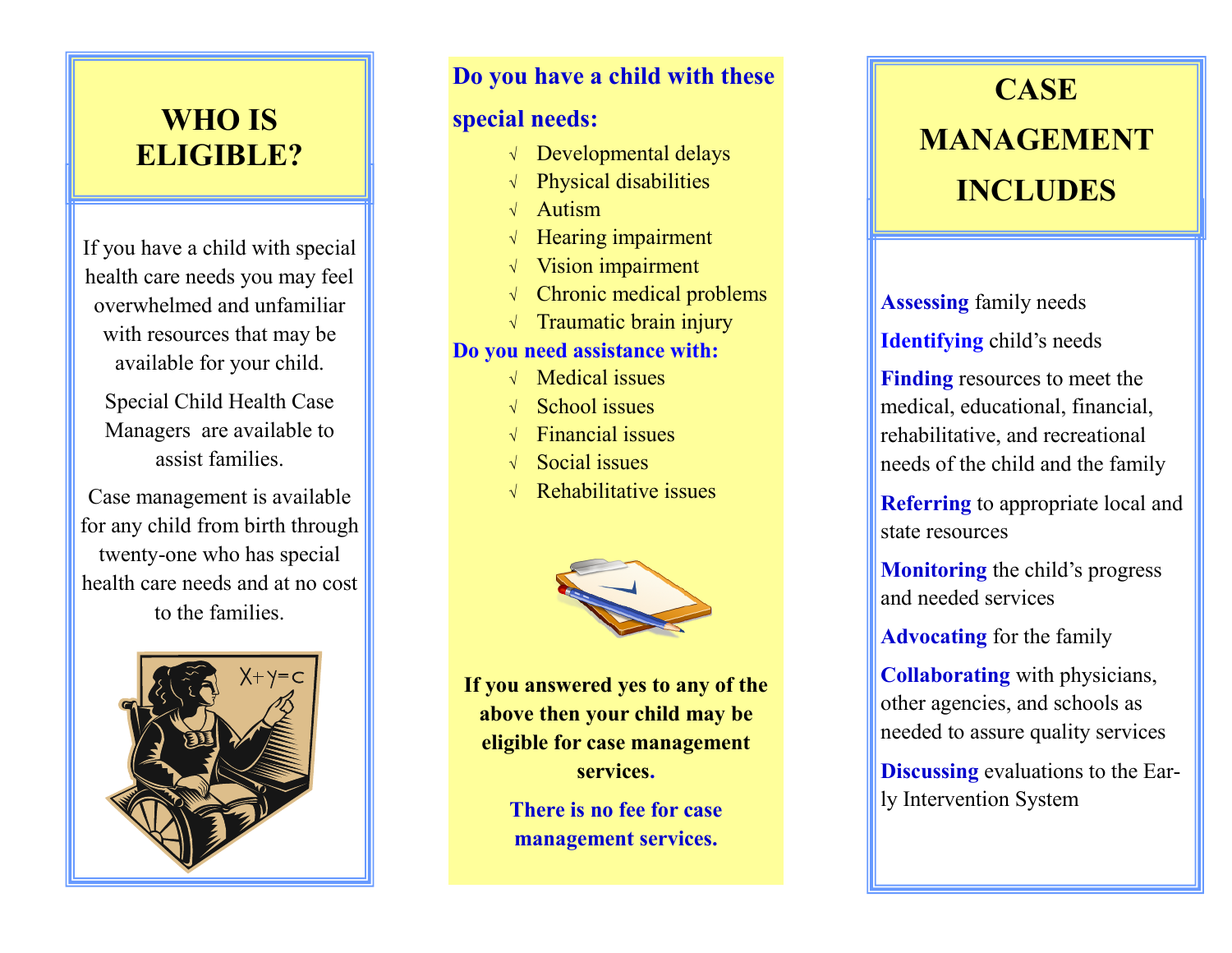## WHO IS ELIGIBLE?

If you have a child with special health care needs you may feel overwhelmed and unfamiliar with resources that may be available for your child.

Special Child Health Case Managers are available to assist families.

Case management is available for any child from birth through twenty-one who has special health care needs and at no cost to the families.

**Do you have a child with these special needs:**

- √ Developmental delays
- √ Physical disabilities
- √ Autism
- √ Hearing impairment
- √ Vision impairment
- √ Chronic medical problems
- √ Traumatic brain injury

**Do you need assistance with:**

- √ Medical issues
- √ School issues
- √ Financial issues
- √ Social issues
- √ Rehabilitative issues

**If you answered yes to any of the above then your child may be eligible for case management services.**

**There is no fee for case management services.**

## CASE MANAGEMENT INCLUDES

**Assessing** family needs

**Identifying** child's needs

**Finding** resources to meet the medical, educational, financial, rehabilitative, and recreational needs of the child and the family

**Referring** to appropriate local and state resources

**Monitoring** the child's progress and needed services

**Advocating** for the family

**Collaborating** with physicians, other agencies, and schools as needed to assure quality services

**Discussing** evaluations to the Early Intervention System